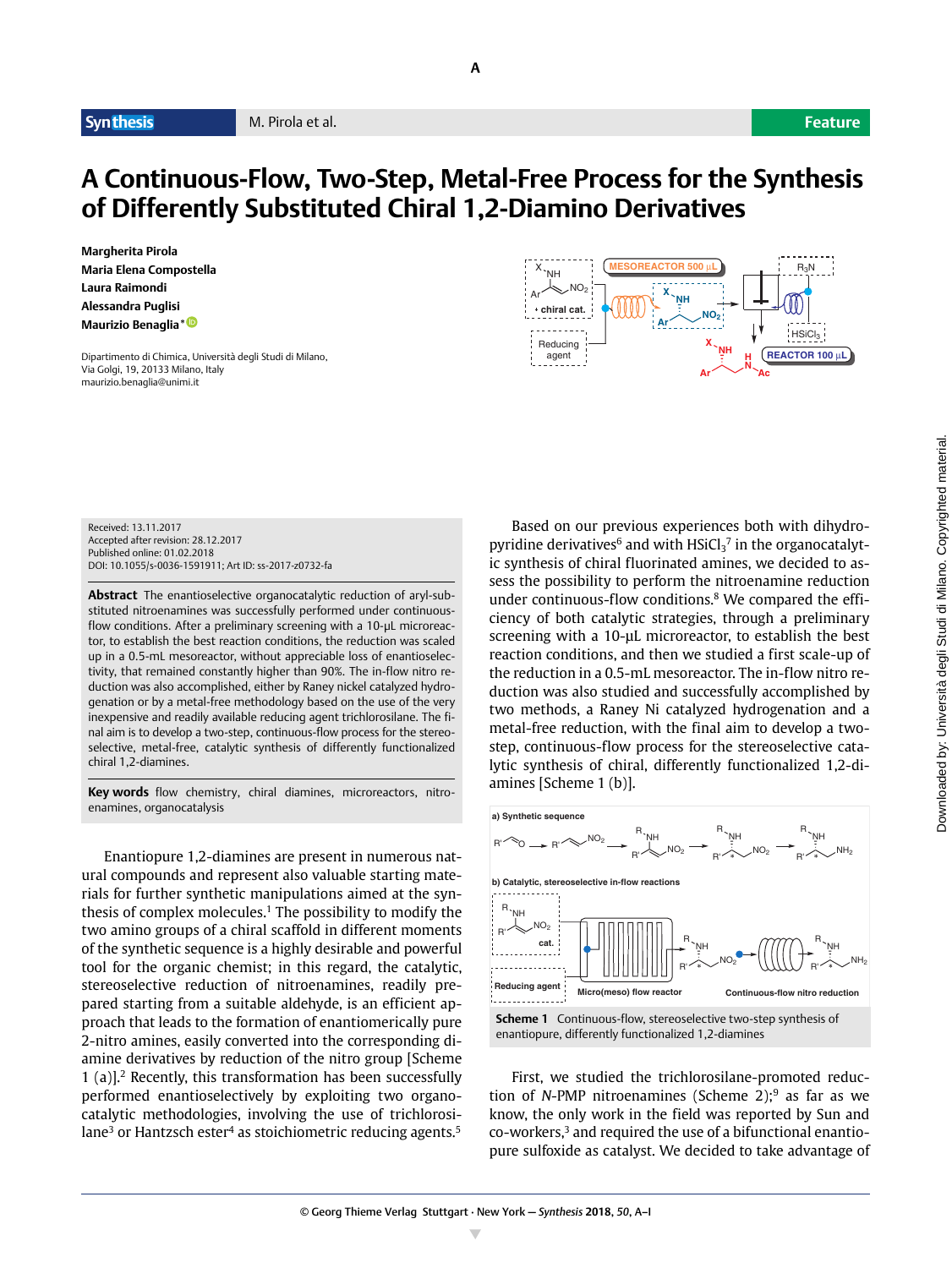# A Continuous-Flow, Two-Step, Metal-Free Process for the Synthesis of Differently Substituted Chiral 1,2-Diamino Derivatives

**Margherita Pirola**
**Maria Elena Compostella**
**Laura Raimondi**
**Alessandra Puglisi**
**Maurizio Benaglia***

Dipartimento di Chimica, Università degli Studi di Milano, Via Golgi, 19, 20133 Milano, Italy
maurizio.benaglia@unimi.it

Received: 13.11.2017
Accepted after revision: 28.12.2017
Published online: 01.02.2018
DOI: 10.1055/s-0036-1591911; Art ID: ss-2017-z0732-fa

**Abstract** The enantioselective organocatalytic reduction of aryl-substituted nitroenamines was successfully performed under continuous-flow conditions. After a preliminary screening with a 10-μL microreactor, to establish the best reaction conditions, the reduction was scaled up in a 0.5-mL mesoreactor, without appreciable loss of enantioselectivity, that remained constantly higher than 90%. The in-flow nitro reduction was also accomplished, either by Raney nickel catalyzed hydrogenation or by a metal-free methodology based on the use of the very inexpensive and readily available reducing agent trichlorosilane. The final aim is to develop a two-step, continuous-flow process for the stereoselective, metal-free, catalytic synthesis of differently functionalized chiral 1,2-diamines.

**Key words** flow chemistry, chiral diamines, microreactors, nitroenamines, organocatalysis

Enantiopure 1,2-diamines are present in numerous natural compounds and represent also valuable starting materials for further synthetic manipulations aimed at the synthesis of complex molecules.[1] The possibility to modify the two amino groups of a chiral scaffold in different moments of the synthetic sequence is a highly desirable and powerful tool for the organic chemist; in this regard, the catalytic, stereoselective reduction of nitroenamines, readily prepared starting from a suitable aldehyde, is an efficient approach that leads to the formation of enantiomerically pure 2-nitro amines, easily converted into the corresponding diamine derivatives by reduction of the nitro group [Scheme 1 (a)].[2] Recently, this transformation has been successfully performed enantioselectively by exploiting two organocatalytic methodologies, involving the use of trichlorosilane[3] or Hantzsch ester[4] as stoichiometric reducing agents.[5]

Based on our previous experiences both with dihydropyridine derivatives[6] and with $HSiCl_3$[7] in the organocatalytic synthesis of chiral fluorinated amines, we decided to assess the possibility to perform the nitroenamine reduction under continuous-flow conditions.[8] We compared the efficiency of both catalytic strategies, through a preliminary screening with a 10-μL microreactor, to establish the best reaction conditions, and then we studied a first scale-up of the reduction in a 0.5-mL mesoreactor. The in-flow nitro reduction was also studied and successfully accomplished by two methods, a Raney Ni catalyzed hydrogenation and a metal-free reduction, with the final aim to develop a two-step, continuous-flow process for the stereoselective catalytic synthesis of chiral, differently functionalized 1,2-diamines [Scheme 1 (b)].

**Scheme 1** Continuous-flow, stereoselective two-step synthesis of enantiopure, differently functionalized 1,2-diamines

First, we studied the trichlorosilane-promoted reduction of *N*-PMP nitroenamines (Scheme 2);[9] as far as we know, the only work in the field was reported by Sun and co-workers,[3] and required the use of a bifunctional enantiopure sulfoxide as catalyst. We decided to take advantage of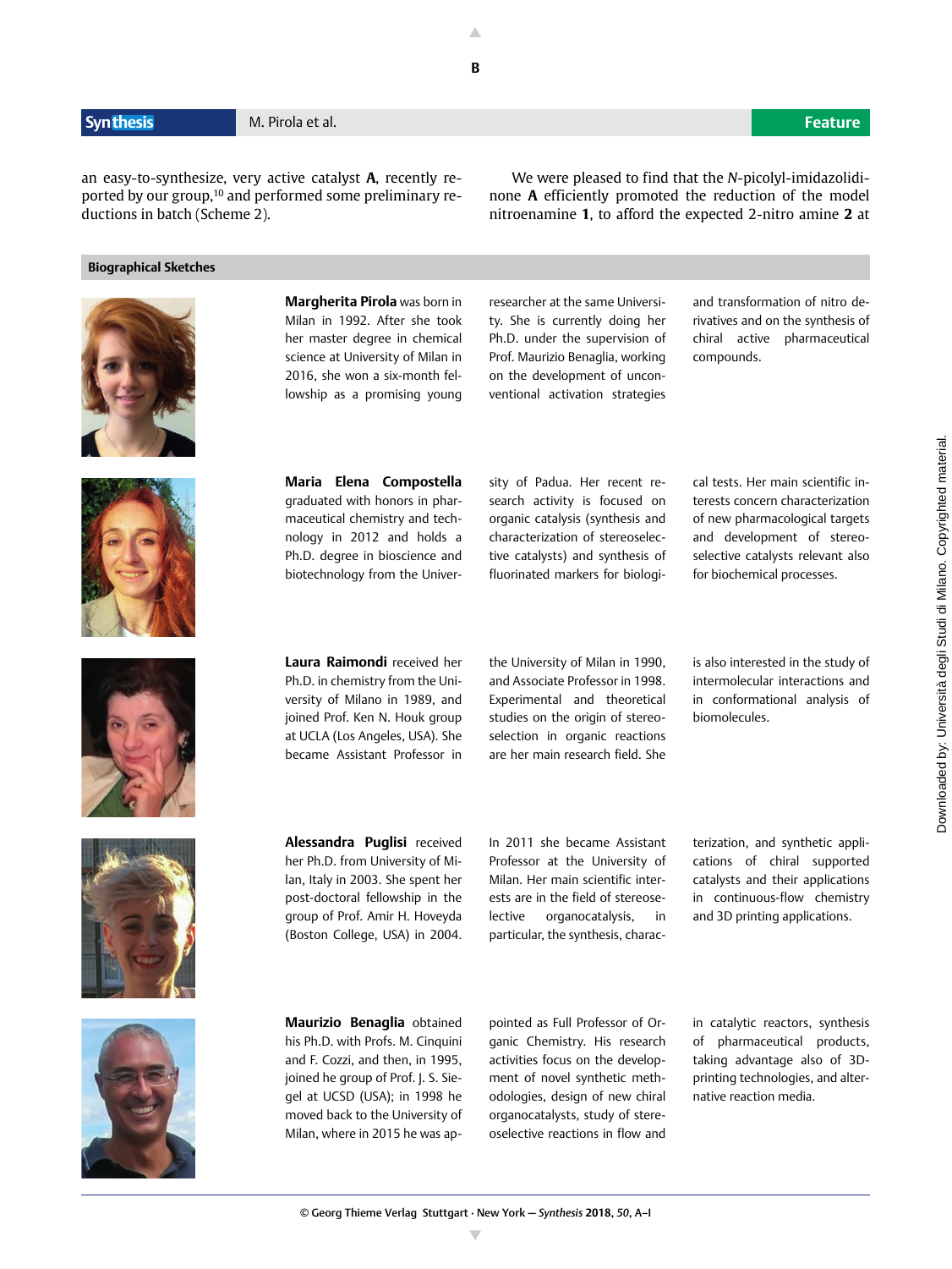an easy-to-synthesize, very active catalyst **A**, recently reported by our group,[10] and performed some preliminary reductions in batch (Scheme 2).

We were pleased to find that the *N*-picolyl-imidazolidinone **A** efficiently promoted the reduction of the model nitroenamine **1**, to afford the expected 2-nitro amine **2** at

## Biographical Sketches

**Margherita Pirola** was born in Milan in 1992. After she took her master degree in chemical science at University of Milan in 2016, she won a six-month fellowship as a promising young researcher at the same University. She is currently doing her Ph.D. under the supervision of Prof. Maurizio Benaglia, working on the development of unconventional activation strategies and transformation of nitro derivatives and on the synthesis of chiral active pharmaceutical compounds.

**Maria Elena Compostella** graduated with honors in pharmaceutical chemistry and technology in 2012 and holds a Ph.D. degree in bioscience and biotechnology from the University of Padua. Her recent research activity is focused on organic catalysis (synthesis and characterization of stereoselective catalysts) and synthesis of fluorinated markers for biological tests. Her main scientific interests concern characterization of new pharmacological targets and development of stereoselective catalysts relevant also for biochemical processes.

**Laura Raimondi** received her Ph.D. in chemistry from the University of Milano in 1989, and joined Prof. Ken N. Houk group at UCLA (Los Angeles, USA). She became Assistant Professor in the University of Milan in 1990, and Associate Professor in 1998. Experimental and theoretical studies on the origin of stereoselection in organic reactions are her main research field. She is also interested in the study of intermolecular interactions and in conformational analysis of biomolecules.

**Alessandra Puglisi** received her Ph.D. from University of Milan, Italy in 2003. She spent her post-doctoral fellowship in the group of Prof. Amir H. Hoveyda (Boston College, USA) in 2004. In 2011 she became Assistant Professor at the University of Milan. Her main scientific interests are in the field of stereoselective organocatalysis, in particular, the synthesis, characterization, and synthetic applications of chiral supported catalysts and their applications in continuous-flow chemistry and 3D printing applications.

**Maurizio Benaglia** obtained his Ph.D. with Profs. M. Cinquini and F. Cozzi, and then, in 1995, joined he group of Prof. J. S. Siegel at UCSD (USA); in 1998 he moved back to the University of Milan, where in 2015 he was appointed as Full Professor of Organic Chemistry. His research activities focus on the development of novel synthetic methodologies, design of new chiral organocatalysts, study of stereoselective reactions in flow and in catalytic reactors, synthesis of pharmaceutical products, taking advantage also of 3D-printing technologies, and alternative reaction media.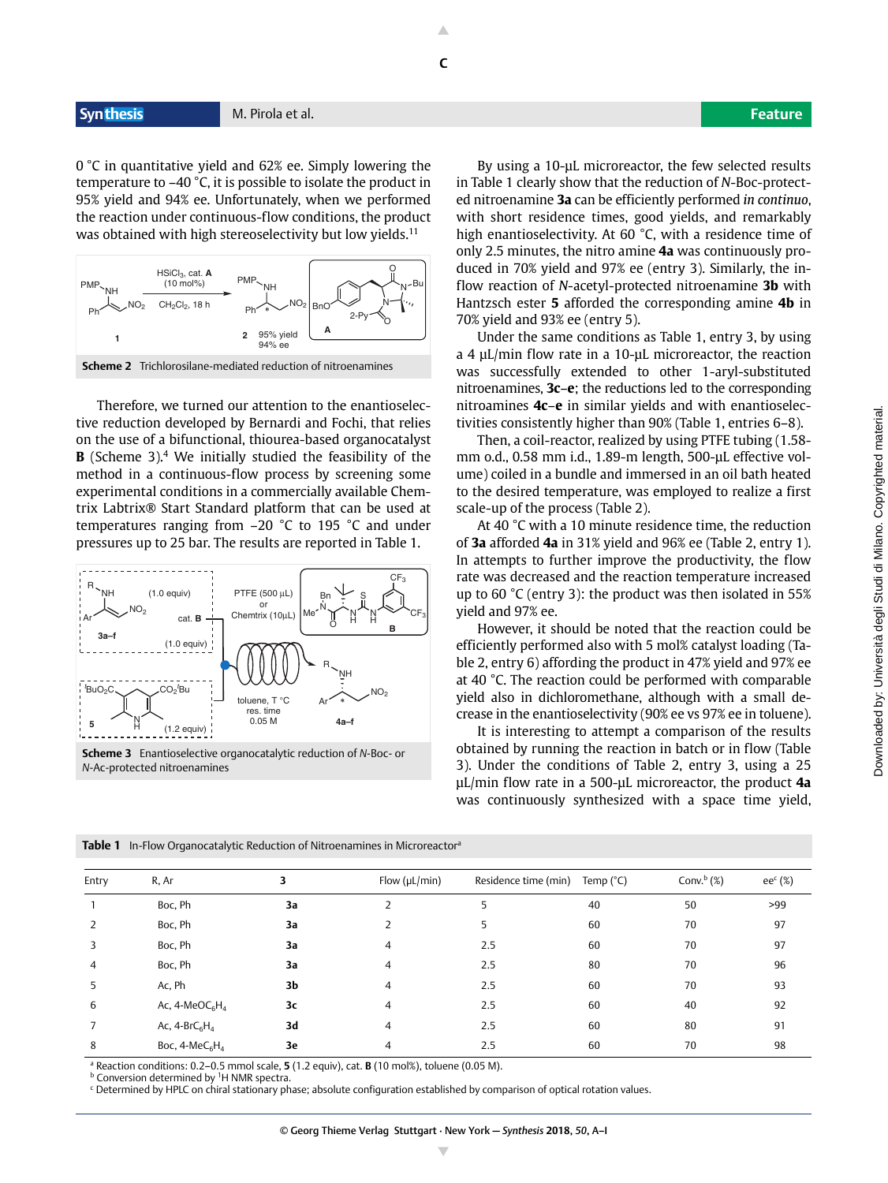0 °C in quantitative yield and 62% ee. Simply lowering the temperature to –40 °C, it is possible to isolate the product in 95% yield and 94% ee. Unfortunately, when we performed the reaction under continuous-flow conditions, the product was obtained with high stereoselectivity but low yields.[11]

**Scheme 2** Trichlorosilane-mediated reduction of nitroenamines

Therefore, we turned our attention to the enantioselective reduction developed by Bernardi and Fochi, that relies on the use of a bifunctional, thiourea-based organocatalyst **B** (Scheme 3).[4] We initially studied the feasibility of the method in a continuous-flow process by screening some experimental conditions in a commercially available Chemtrix Labtrix® Start Standard platform that can be used at temperatures ranging from –20 °C to 195 °C and under pressures up to 25 bar. The results are reported in Table 1.

**Scheme 3** Enantioselective organocatalytic reduction of *N*-Boc- or *N*-Ac-protected nitroenamines

By using a 10-μL microreactor, the few selected results in Table 1 clearly show that the reduction of *N*-Boc-protected nitroenamine **3a** can be efficiently performed *in continuo*, with short residence times, good yields, and remarkably high enantioselectivity. At 60 °C, with a residence time of only 2.5 minutes, the nitro amine **4a** was continuously produced in 70% yield and 97% ee (entry 3). Similarly, the in-flow reaction of *N*-acetyl-protected nitroenamine **3b** with Hantzsch ester **5** afforded the corresponding amine **4b** in 70% yield and 93% ee (entry 5).

Under the same conditions as Table 1, entry 3, by using a 4 μL/min flow rate in a 10-μL microreactor, the reaction was successfully extended to other 1-aryl-substituted nitroenamines, **3c–e**; the reductions led to the corresponding nitroamines **4c–e** in similar yields and with enantioselectivities consistently higher than 90% (Table 1, entries 6–8).

Then, a coil-reactor, realized by using PTFE tubing (1.58-mm o.d., 0.58 mm i.d., 1.89-m length, 500-μL effective volume) coiled in a bundle and immersed in an oil bath heated to the desired temperature, was employed to realize a first scale-up of the process (Table 2).

At 40 °C with a 10 minute residence time, the reduction of **3a** afforded **4a** in 31% yield and 96% ee (Table 2, entry 1). In attempts to further improve the productivity, the flow rate was decreased and the reaction temperature increased up to 60 °C (entry 3): the product was then isolated in 55% yield and 97% ee.

However, it should be noted that the reaction could be efficiently performed also with 5 mol% catalyst loading (Table 2, entry 6) affording the product in 47% yield and 97% ee at 40 °C. The reaction could be performed with comparable yield also in dichloromethane, although with a small decrease in the enantioselectivity (90% ee vs 97% ee in toluene).

It is interesting to attempt a comparison of the results obtained by running the reaction in batch or in flow (Table 3). Under the conditions of Table 2, entry 3, using a 25 μL/min flow rate in a 500-μL microreactor, the product **4a** was continuously synthesized with a space time yield,

**Table 1** In-Flow Organocatalytic Reduction of Nitroenamines in Microreactor[a]

| Entry | R, Ar | 3 | Flow (μL/min) | Residence time (min) | Temp (°C) | Conv.[b] (%) | ee[c] (%) |
|---|---|---|---|---|---|---|---|
| 1 | Boc, Ph | **3a** | 2 | 5 | 40 | 50 | >99 |
| 2 | Boc, Ph | **3a** | 2 | 5 | 60 | 70 | 97 |
| 3 | Boc, Ph | **3a** | 4 | 2.5 | 60 | 70 | 97 |
| 4 | Boc, Ph | **3a** | 4 | 2.5 | 80 | 70 | 96 |
| 5 | Ac, Ph | **3b** | 4 | 2.5 | 60 | 70 | 93 |
| 6 | Ac, 4-MeOC$_6$H$_4$ | **3c** | 4 | 2.5 | 60 | 40 | 92 |
| 7 | Ac, 4-BrC$_6$H$_4$ | **3d** | 4 | 2.5 | 60 | 80 | 91 |
| 8 | Boc, 4-MeC$_6$H$_4$ | **3e** | 4 | 2.5 | 60 | 70 | 98 |

[a] Reaction conditions: 0.2–0.5 mmol scale, **5** (1.2 equiv), cat. **B** (10 mol%), toluene (0.05 M).
[b] Conversion determined by $^1$H NMR spectra.
[c] Determined by HPLC on chiral stationary phase; absolute configuration established by comparison of optical rotation values.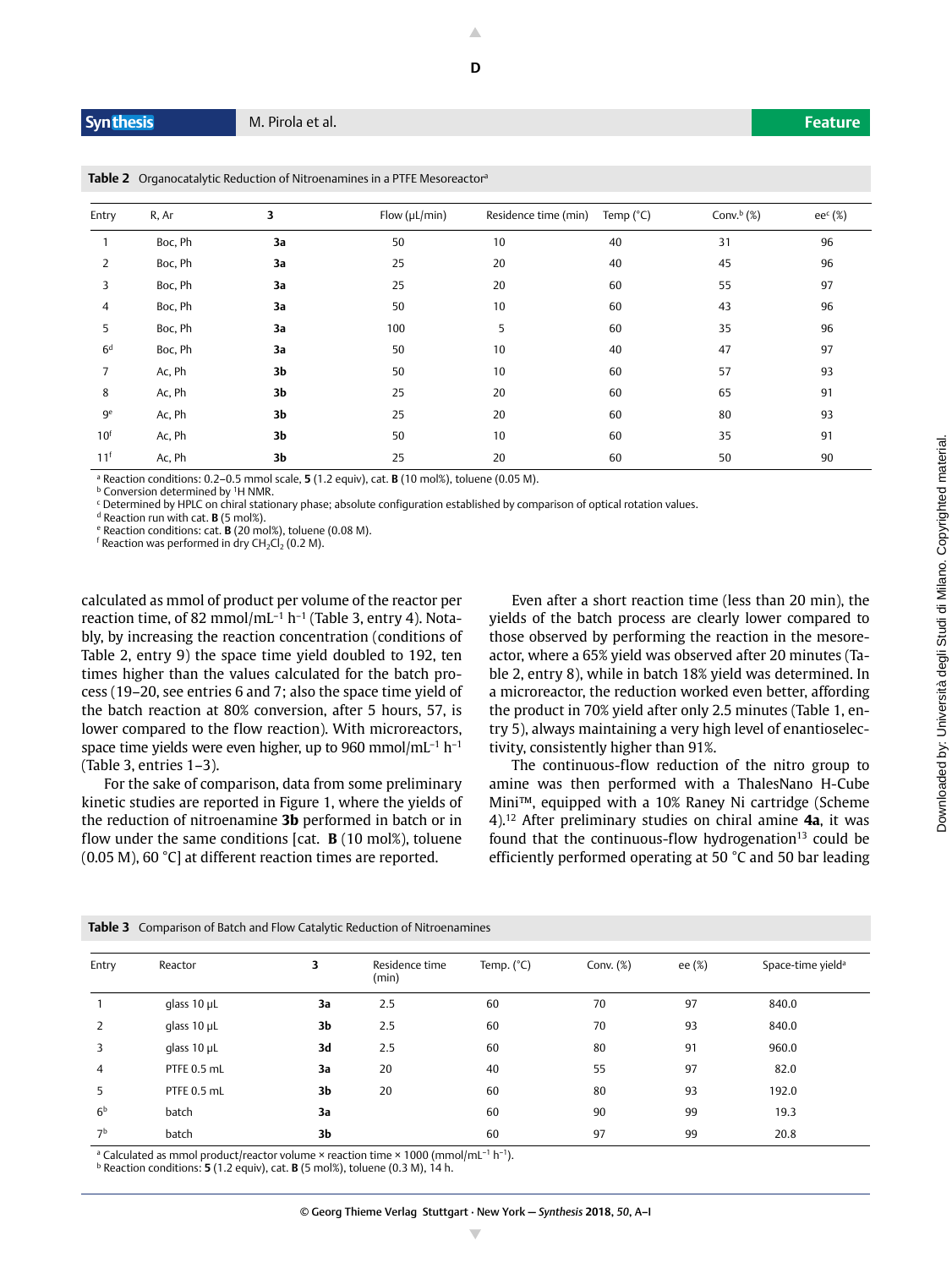**Table 2** Organocatalytic Reduction of Nitroenamines in a PTFE Mesoreactor[a]

| Entry | R, Ar | 3 | Flow (μL/min) | Residence time (min) | Temp (°C) | Conv.[b] (%) | ee[c] (%) |
|---|---|---|---|---|---|---|---|
| 1 | Boc, Ph | **3a** | 50 | 10 | 40 | 31 | 96 |
| 2 | Boc, Ph | **3a** | 25 | 20 | 40 | 45 | 96 |
| 3 | Boc, Ph | **3a** | 25 | 20 | 60 | 55 | 97 |
| 4 | Boc, Ph | **3a** | 50 | 10 | 60 | 43 | 96 |
| 5 | Boc, Ph | **3a** | 100 | 5 | 60 | 35 | 96 |
| 6[d] | Boc, Ph | **3a** | 50 | 10 | 40 | 47 | 97 |
| 7 | Ac, Ph | **3b** | 50 | 10 | 60 | 57 | 93 |
| 8 | Ac, Ph | **3b** | 25 | 20 | 60 | 65 | 91 |
| 9[e] | Ac, Ph | **3b** | 25 | 20 | 60 | 80 | 93 |
| 10[f] | Ac, Ph | **3b** | 50 | 10 | 60 | 35 | 91 |
| 11[f] | Ac, Ph | **3b** | 25 | 20 | 60 | 50 | 90 |

[a] Reaction conditions: 0.2–0.5 mmol scale, **5** (1.2 equiv), cat. **B** (10 mol%), toluene (0.05 M).
[b] Conversion determined by $^1$H NMR.
[c] Determined by HPLC on chiral stationary phase; absolute configuration established by comparison of optical rotation values.
[d] Reaction run with cat. **B** (5 mol%).
[e] Reaction conditions: cat. **B** (20 mol%), toluene (0.08 M).
[f] Reaction was performed in dry $CH_2Cl_2$ (0.2 M).

calculated as mmol of product per volume of the reactor per reaction time, of 82 mmol/mL$^{-1}$ h$^{-1}$ (Table 3, entry 4). Notably, by increasing the reaction concentration (conditions of Table 2, entry 9) the space time yield doubled to 192, ten times higher than the values calculated for the batch process (19–20, see entries 6 and 7; also the space time yield of the batch reaction at 80% conversion, after 5 hours, 57, is lower compared to the flow reaction). With microreactors, space time yields were even higher, up to 960 mmol/mL$^{-1}$ h$^{-1}$ (Table 3, entries 1–3).

For the sake of comparison, data from some preliminary kinetic studies are reported in Figure 1, where the yields of the reduction of nitroenamine **3b** performed in batch or in flow under the same conditions [cat. **B** (10 mol%), toluene (0.05 M), 60 °C] at different reaction times are reported.

Even after a short reaction time (less than 20 min), the yields of the batch process are clearly lower compared to those observed by performing the reaction in the mesoreactor, where a 65% yield was observed after 20 minutes (Table 2, entry 8), while in batch 18% yield was determined. In a microreactor, the reduction worked even better, affording the product in 70% yield after only 2.5 minutes (Table 1, entry 5), always maintaining a very high level of enantioselectivity, consistently higher than 91%.

The continuous-flow reduction of the nitro group to amine was then performed with a ThalesNano H-Cube Mini™, equipped with a 10% Raney Ni cartridge (Scheme 4).[12] After preliminary studies on chiral amine **4a**, it was found that the continuous-flow hydrogenation[13] could be efficiently performed operating at 50 °C and 50 bar leading

**Table 3** Comparison of Batch and Flow Catalytic Reduction of Nitroenamines

| Entry | Reactor | 3 | Residence time (min) | Temp. (°C) | Conv. (%) | ee (%) | Space-time yield[a] |
|---|---|---|---|---|---|---|---|
| 1 | glass 10 μL | **3a** | 2.5 | 60 | 70 | 97 | 840.0 |
| 2 | glass 10 μL | **3b** | 2.5 | 60 | 70 | 93 | 840.0 |
| 3 | glass 10 μL | **3d** | 2.5 | 60 | 80 | 91 | 960.0 |
| 4 | PTFE 0.5 mL | **3a** | 20 | 40 | 55 | 97 | 82.0 |
| 5 | PTFE 0.5 mL | **3b** | 20 | 60 | 80 | 93 | 192.0 |
| 6[b] | batch | **3a** | | 60 | 90 | 99 | 19.3 |
| 7[b] | batch | **3b** | | 60 | 97 | 99 | 20.8 |

[a] Calculated as mmol product/reactor volume × reaction time × 1000 (mmol/mL$^{-1}$ h$^{-1}$).
[b] Reaction conditions: **5** (1.2 equiv), cat. **B** (5 mol%), toluene (0.3 M), 14 h.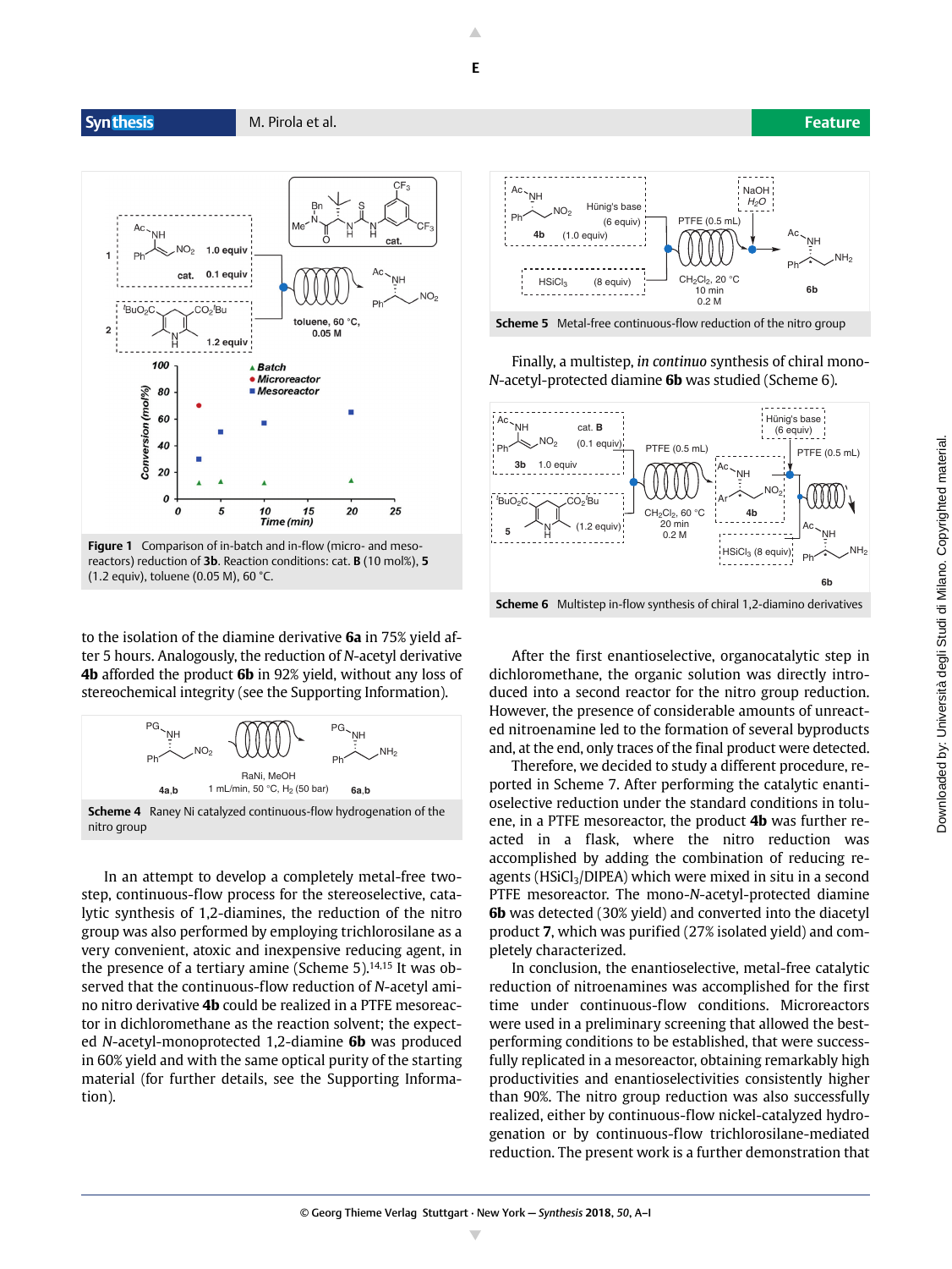Figure 1 Comparison of in-batch and in-flow (micro- and meso-reactors) reduction of **3b**. Reaction conditions: cat. **B** (10 mol%), **5** (1.2 equiv), toluene (0.05 M), 60 °C.

to the isolation of the diamine derivative **6a** in 75% yield after 5 hours. Analogously, the reduction of *N*-acetyl derivative **4b** afforded the product **6b** in 92% yield, without any loss of stereochemical integrity (see the Supporting Information).

Scheme 4 Raney Ni catalyzed continuous-flow hydrogenation of the nitro group

In an attempt to develop a completely metal-free two-step, continuous-flow process for the stereoselective, catalytic synthesis of 1,2-diamines, the reduction of the nitro group was also performed by employing trichlorosilane as a very convenient, atoxic and inexpensive reducing agent, in the presence of a tertiary amine (Scheme 5).[14,15] It was observed that the continuous-flow reduction of *N*-acetyl amino nitro derivative **4b** could be realized in a PTFE mesoreactor in dichloromethane as the reaction solvent; the expected *N*-acetyl-monoprotected 1,2-diamine **6b** was produced in 60% yield and with the same optical purity of the starting material (for further details, see the Supporting Information).

Scheme 5 Metal-free continuous-flow reduction of the nitro group

Finally, a multistep, *in continuo* synthesis of chiral mono-*N*-acetyl-protected diamine **6b** was studied (Scheme 6).

Scheme 6 Multistep in-flow synthesis of chiral 1,2-diamino derivatives

After the first enantioselective, organocatalytic step in dichloromethane, the organic solution was directly introduced into a second reactor for the nitro group reduction. However, the presence of considerable amounts of unreacted nitroenamine led to the formation of several byproducts and, at the end, only traces of the final product were detected.

Therefore, we decided to study a different procedure, reported in Scheme 7. After performing the catalytic enantioselective reduction under the standard conditions in toluene, in a PTFE mesoreactor, the product **4b** was further reacted in a flask, where the nitro reduction was accomplished by adding the combination of reducing reagents ($HSiCl_3$/DIPEA) which were mixed in situ in a second PTFE mesoreactor. The mono-*N*-acetyl-protected diamine **6b** was detected (30% yield) and converted into the diacetyl product **7**, which was purified (27% isolated yield) and completely characterized.

In conclusion, the enantioselective, metal-free catalytic reduction of nitroenamines was accomplished for the first time under continuous-flow conditions. Microreactors were used in a preliminary screening that allowed the best-performing conditions to be established, that were successfully replicated in a mesoreactor, obtaining remarkably high productivities and enantioselectivities consistently higher than 90%. The nitro group reduction was also successfully realized, either by continuous-flow nickel-catalyzed hydrogenation or by continuous-flow trichlorosilane-mediated reduction. The present work is a further demonstration that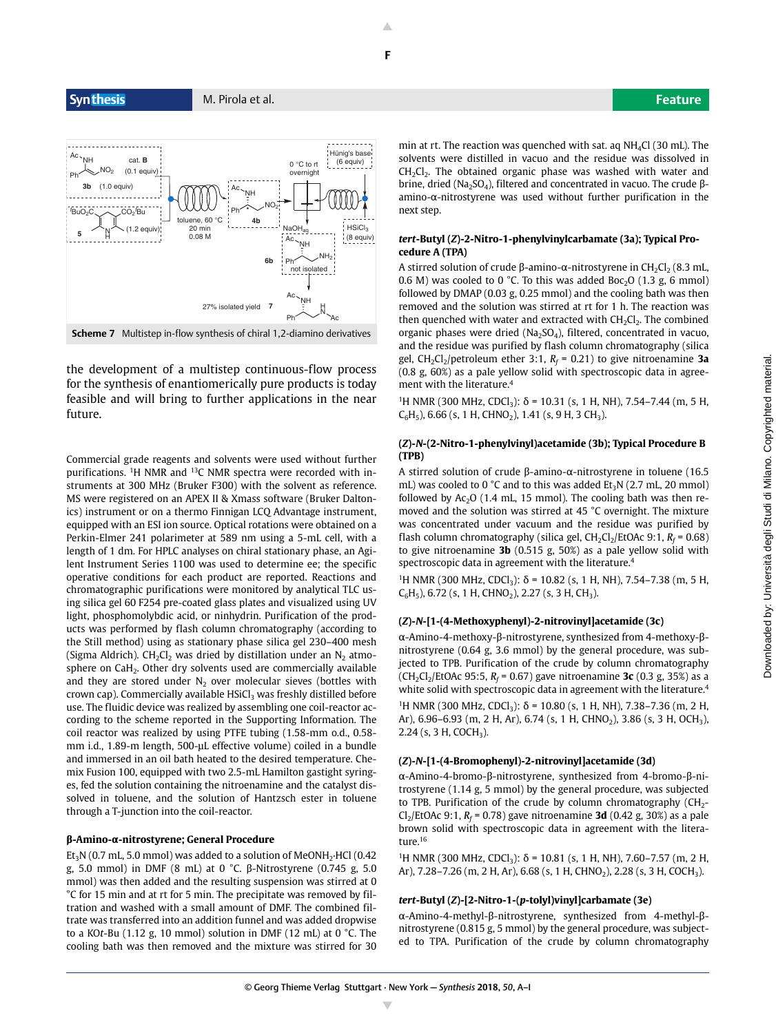Scheme 7 Multistep in-flow synthesis of chiral 1,2-diamino derivatives

the development of a multistep continuous-flow process for the synthesis of enantiomerically pure products is today feasible and will bring to further applications in the near future.

Commercial grade reagents and solvents were used without further purifications. $^1$H NMR and $^{13}$C NMR spectra were recorded with instruments at 300 MHz (Bruker F300) with the solvent as reference. MS were registered on an APEX II & Xmass software (Bruker Daltonics) instrument or on a thermo Finnigan LCQ Advantage instrument, equipped with an ESI ion source. Optical rotations were obtained on a Perkin-Elmer 241 polarimeter at 589 nm using a 5-mL cell, with a length of 1 dm. For HPLC analyses on chiral stationary phase, an Agilent Instrument Series 1100 was used to determine ee; the specific operative conditions for each product are reported. Reactions and chromatographic purifications were monitored by analytical TLC using silica gel 60 F254 pre-coated glass plates and visualized using UV light, phosphomolybdic acid, or ninhydrin. Purification of the products was performed by flash column chromatography (according to the Still method) using as stationary phase silica gel 230–400 mesh (Sigma Aldrich). $CH_2Cl_2$ was dried by distillation under an $N_2$ atmosphere on $CaH_2$. Other dry solvents used are commercially available and they are stored under $N_2$ over molecular sieves (bottles with crown cap). Commercially available $HSiCl_3$ was freshly distilled before use. The fluidic device was realized by assembling one coil-reactor according to the scheme reported in the Supporting Information. The coil reactor was realized by using PTFE tubing (1.58-mm o.d., 0.58-mm i.d., 1.89-m length, 500-μL effective volume) coiled in a bundle and immersed in an oil bath heated to the desired temperature. Chemix Fusion 100, equipped with two 2.5-mL Hamilton gastight syringes, fed the solution containing the nitroenamine and the catalyst dissolved in toluene, and the solution of Hantzsch ester in toluene through a T-junction into the coil-reactor.

### β-Amino-α-nitrostyrene; General Procedure

$Et_3N$ (0.7 mL, 5.0 mmol) was added to a solution of $MeONH_2$·HCl (0.42 g, 5.0 mmol) in DMF (8 mL) at 0 °C. β-Nitrostyrene (0.745 g, 5.0 mmol) was then added and the resulting suspension was stirred at 0 °C for 15 min and at rt for 5 min. The precipitate was removed by filtration and washed with a small amount of DMF. The combined filtrate was transferred into an addition funnel and was added dropwise to a KO*t*-Bu (1.12 g, 10 mmol) solution in DMF (12 mL) at 0 °C. The cooling bath was then removed and the mixture was stirred for 30 min at rt. The reaction was quenched with sat. aq $NH_4Cl$ (30 mL). The solvents were distilled in vacuo and the residue was dissolved in $CH_2Cl_2$. The obtained organic phase was washed with water and brine, dried ($Na_2SO_4$), filtered and concentrated in vacuo. The crude β-amino-α-nitrostyrene was used without further purification in the next step.

### *tert*-Butyl (*Z*)-2-Nitro-1-phenylvinylcarbamate (3a); Typical Procedure A (TPA)

A stirred solution of crude β-amino-α-nitrostyrene in $CH_2Cl_2$ (8.3 mL, 0.6 M) was cooled to 0 °C. To this was added $Boc_2O$ (1.3 g, 6 mmol) followed by DMAP (0.03 g, 0.25 mmol) and the cooling bath was then removed and the solution was stirred at rt for 1 h. The reaction was then quenched with water and extracted with $CH_2Cl_2$. The combined organic phases were dried ($Na_2SO_4$), filtered, concentrated in vacuo, and the residue was purified by flash column chromatography (silica gel, $CH_2Cl_2$/petroleum ether 3:1, $R_f$ = 0.21) to give nitroenamine **3a** (0.8 g, 60%) as a pale yellow solid with spectroscopic data in agreement with the literature.[4]

$^1$H NMR (300 MHz, $CDCl_3$): δ = 10.31 (s, 1 H, NH), 7.54–7.44 (m, 5 H, $C_6H_5$), 6.66 (s, 1 H, $CHNO_2$), 1.41 (s, 9 H, 3 $CH_3$).

### (*Z*)-*N*-(2-Nitro-1-phenylvinyl)acetamide (3b); Typical Procedure B (TPB)

A stirred solution of crude β-amino-α-nitrostyrene in toluene (16.5 mL) was cooled to 0 °C and to this was added $Et_3N$ (2.7 mL, 20 mmol) followed by $Ac_2O$ (1.4 mL, 15 mmol). The cooling bath was then removed and the solution was stirred at 45 °C overnight. The mixture was concentrated under vacuum and the residue was purified by flash column chromatography (silica gel, $CH_2Cl_2$/EtOAc 9:1, $R_f$ = 0.68) to give nitroenamine **3b** (0.515 g, 50%) as a pale yellow solid with spectroscopic data in agreement with the literature.[4]

$^1$H NMR (300 MHz, $CDCl_3$): δ = 10.82 (s, 1 H, NH), 7.54–7.38 (m, 5 H, $C_6H_5$), 6.72 (s, 1 H, $CHNO_2$), 2.27 (s, 3 H, $CH_3$).

### (*Z*)-*N*-[1-(4-Methoxyphenyl)-2-nitrovinyl]acetamide (3c)

α-Amino-4-methoxy-β-nitrostyrene, synthesized from 4-methoxy-β-nitrostyrene (0.64 g, 3.6 mmol) by the general procedure, was subjected to TPB. Purification of the crude by column chromatography ($CH_2Cl_2$/EtOAc 95:5, $R_f$ = 0.67) gave nitroenamine **3c** (0.3 g, 35%) as a white solid with spectroscopic data in agreement with the literature.[4]

$^1$H NMR (300 MHz, $CDCl_3$): δ = 10.80 (s, 1 H, NH), 7.38–7.36 (m, 2 H, Ar), 6.96–6.93 (m, 2 H, Ar), 6.74 (s, 1 H, $CHNO_2$), 3.86 (s, 3 H, $OCH_3$), 2.24 (s, 3 H, $COCH_3$).

### (*Z*)-*N*-[1-(4-Bromophenyl)-2-nitrovinyl]acetamide (3d)

α-Amino-4-bromo-β-nitrostyrene, synthesized from 4-bromo-β-nitrostyrene (1.14 g, 5 mmol) by the general procedure, was subjected to TPB. Purification of the crude by column chromatography ($CH_2Cl_2$/EtOAc 9:1, $R_f$ = 0.78) gave nitroenamine **3d** (0.42 g, 30%) as a pale brown solid with spectroscopic data in agreement with the literature.[16]

$^1$H NMR (300 MHz, $CDCl_3$): δ = 10.81 (s, 1 H, NH), 7.60–7.57 (m, 2 H, Ar), 7.28–7.26 (m, 2 H, Ar), 6.68 (s, 1 H, $CHNO_2$), 2.28 (s, 3 H, $COCH_3$).

### *tert*-Butyl (*Z*)-[2-Nitro-1-(*p*-tolyl)vinyl]carbamate (3e)

α-Amino-4-methyl-β-nitrostyrene, synthesized from 4-methyl-β-nitrostyrene (0.815 g, 5 mmol) by the general procedure, was subjected to TPA. Purification of the crude by column chromatography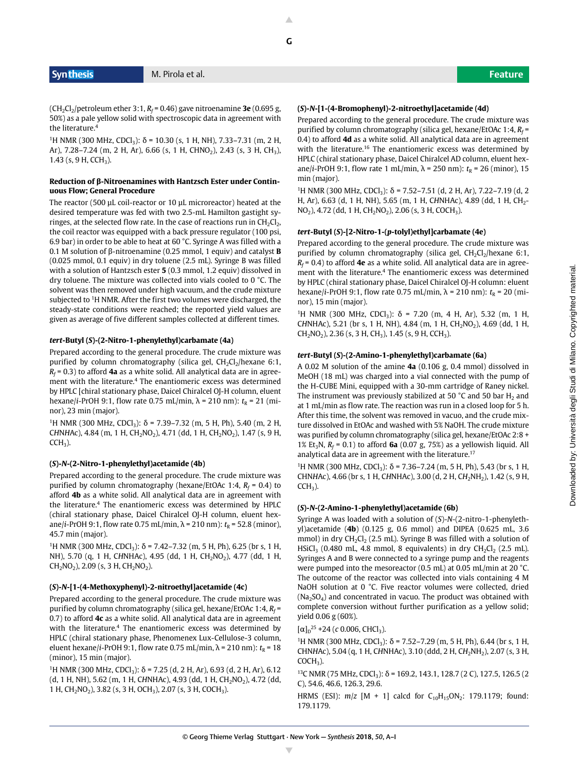($CH_2Cl_2$/petroleum ether 3:1, $R_f$ = 0.46) gave nitroenamine **3e** (0.695 g, 50%) as a pale yellow solid with spectroscopic data in agreement with the literature.[4]

$^1$H NMR (300 MHz, $CDCl_3$): δ = 10.30 (s, 1 H, NH), 7.33–7.31 (m, 2 H, Ar), 7.28–7.24 (m, 2 H, Ar), 6.66 (s, 1 H, $CHNO_2$), 2.43 (s, 3 H, $CH_3$), 1.43 (s, 9 H, $CCH_3$).

### Reduction of β-Nitroenamines with Hantzsch Ester under Continuous Flow; General Procedure

The reactor (500 μL coil-reactor or 10 μL microreactor) heated at the desired temperature was fed with two 2.5-mL Hamilton gastight syringes, at the selected flow rate. In the case of reactions run in $CH_2Cl_2$, the coil reactor was equipped with a back pressure regulator (100 psi, 6.9 bar) in order to be able to heat at 60 °C. Syringe A was filled with a 0.1 M solution of β-nitroenamine (0.25 mmol, 1 equiv) and catalyst **B** (0.025 mmol, 0.1 equiv) in dry toluene (2.5 mL). Syringe B was filled with a solution of Hantzsch ester **5** (0.3 mmol, 1.2 equiv) dissolved in dry toluene. The mixture was collected into vials cooled to 0 °C. The solvent was then removed under high vacuum, and the crude mixture subjected to $^1$H NMR. After the first two volumes were discharged, the steady-state conditions were reached; the reported yield values are given as average of five different samples collected at different times.

### *tert*-Butyl (*S*)-(2-Nitro-1-phenylethyl)carbamate (4a)

Prepared according to the general procedure. The crude mixture was purified by column chromatography (silica gel, $CH_2Cl_2$/hexane 6:1, $R_f$ = 0.3) to afford **4a** as a white solid. All analytical data are in agreement with the literature.[4] The enantiomeric excess was determined by HPLC [chiral stationary phase, Daicel Chiralcel OJ-H column, eluent hexane/*i*-PrOH 9:1, flow rate 0.75 mL/min, λ = 210 nm): $t_R$ = 21 (minor), 23 min (major).

$^1$H NMR (300 MHz, $CDCl_3$): δ = 7.39–7.32 (m, 5 H, Ph), 5.40 (m, 2 H, C*H*NHAc), 4.84 (m, 1 H, $CH_2NO_2$), 4.71 (dd, 1 H, $CH_2NO_2$), 1.47 (s, 9 H, $CCH_3$).

### (*S*)-*N*-(2-Nitro-1-phenylethyl)acetamide (4b)

Prepared according to the general procedure. The crude mixture was purified by column chromatography (hexane/EtOAc 1:4, $R_f$ = 0.4) to afford **4b** as a white solid. All analytical data are in agreement with the literature.[4] The enantiomeric excess was determined by HPLC (chiral stationary phase, Daicel Chiralcel OJ-H column, eluent hexane/*i*-PrOH 9:1, flow rate 0.75 mL/min, λ = 210 nm): $t_R$ = 52.8 (minor), 45.7 min (major).

$^1$H NMR (300 MHz, $CDCl_3$): δ = 7.42–7.32 (m, 5 H, Ph), 6.25 (br s, 1 H, NH), 5.70 (q, 1 H, C*H*NHAc), 4.95 (dd, 1 H, $CH_2NO_2$), 4.77 (dd, 1 H, $CH_2NO_2$), 2.09 (s, 3 H, $CH_2NO_2$).

### (*S*)-*N*-[1-(4-Methoxyphenyl)-2-nitroethyl]acetamide (4c)

Prepared according to the general procedure. The crude mixture was purified by column chromatography (silica gel, hexane/EtOAc 1:4, $R_f$ = 0.7) to afford **4c** as a white solid. All analytical data are in agreement with the literature.[4] The enantiomeric excess was determined by HPLC (chiral stationary phase, Phenomenex Lux-Cellulose-3 column, eluent hexane/*i*-PrOH 9:1, flow rate 0.75 mL/min, λ = 210 nm): $t_R$ = 18 (minor), 15 min (major).

$^1$H NMR (300 MHz, $CDCl_3$): δ = 7.25 (d, 2 H, Ar), 6.93 (d, 2 H, Ar), 6.12 (d, 1 H, NH), 5.62 (m, 1 H, C*H*NHAc), 4.93 (dd, 1 H, $CH_2NO_2$), 4.72 (dd, 1 H, $CH_2NO_2$), 3.82 (s, 3 H, $OCH_3$), 2.07 (s, 3 H, $COCH_3$).

### (*S*)-*N*-[1-(4-Bromophenyl)-2-nitroethyl]acetamide (4d)

Prepared according to the general procedure. The crude mixture was purified by column chromatography (silica gel, hexane/EtOAc 1:4, $R_f$ = 0.4) to afford **4d** as a white solid. All analytical data are in agreement with the literature.[16] The enantiomeric excess was determined by HPLC (chiral stationary phase, Daicel Chiralcel AD column, eluent hexane/*i*-PrOH 9:1, flow rate 1 mL/min, λ = 250 nm): $t_R$ = 26 (minor), 15 min (major).

$^1$H NMR (300 MHz, $CDCl_3$): δ = 7.52–7.51 (d, 2 H, Ar), 7.22–7.19 (d, 2 H, Ar), 6.63 (d, 1 H, NH), 5.65 (m, 1 H, C*H*NHAc), 4.89 (dd, 1 H, $CH_2NO_2$), 4.72 (dd, 1 H, $CH_2NO_2$), 2.06 (s, 3 H, $COCH_3$).

### *tert*-Butyl (*S*)-[2-Nitro-1-(*p*-tolyl)ethyl]carbamate (4e)

Prepared according to the general procedure. The crude mixture was purified by column chromatography (silica gel, $CH_2Cl_2$/hexane 6:1, $R_f$ = 0.4) to afford **4e** as a white solid. All analytical data are in agreement with the literature.[4] The enantiomeric excess was determined by HPLC (chiral stationary phase, Daicel Chiralcel OJ-H column: eluent hexane/*i*-PrOH 9:1, flow rate 0.75 mL/min, λ = 210 nm): $t_R$ = 20 (minor), 15 min (major).

$^1$H NMR (300 MHz, $CDCl_3$): δ = 7.20 (m, 4 H, Ar), 5.32 (m, 1 H, C*H*NHAc), 5.21 (br s, 1 H, NH), 4.84 (m, 1 H, $CH_2NO_2$), 4.69 (dd, 1 H, $CH_2NO_2$), 2.36 (s, 3 H, $CH_3$), 1.45 (s, 9 H, $CCH_3$).

### *tert*-Butyl (*S*)-(2-Amino-1-phenylethyl)carbamate (6a)

A 0.02 M solution of the amine **4a** (0.106 g, 0.4 mmol) dissolved in MeOH (18 mL) was charged into a vial connected with the pump of the H-CUBE Mini, equipped with a 30-mm cartridge of Raney nickel. The instrument was previously stabilized at 50 °C and 50 bar $H_2$ and at 1 mL/min as flow rate. The reaction was run in a closed loop for 5 h. After this time, the solvent was removed in vacuo, and the crude mixture dissolved in EtOAc and washed with 5% NaOH. The crude mixture was purified by column chromatography (silica gel, hexane/EtOAc 2:8 + 1% $Et_3N$, $R_f$ = 0.1) to afford **6a** (0.07 g, 75%) as a yellowish liquid. All analytical data are in agreement with the literature.[17]

$^1$H NMR (300 MHz, $CDCl_3$): δ = 7.36–7.24 (m, 5 H, Ph), 5.43 (br s, 1 H, CHN*H*Ac), 4.66 (br s, 1 H, C*H*NHAc), 3.00 (d, 2 H, $CH_2NH_2$), 1.42 (s, 9 H, $CCH_3$).

### (*S*)-*N*-(2-Amino-1-phenylethyl)acetamide (6b)

Syringe A was loaded with a solution of (*S*)-*N*-(2-nitro-1-phenylethyl)acetamide (**4b**) (0.125 g, 0.6 mmol) and DIPEA (0.625 mL, 3.6 mmol) in dry $CH_2Cl_2$ (2.5 mL). Syringe B was filled with a solution of $HSiCl_3$ (0.480 mL, 4.8 mmol, 8 equivalents) in dry $CH_2Cl_2$ (2.5 mL). Syringes A and B were connected to a syringe pump and the reagents were pumped into the mesoreactor (0.5 mL) at 0.05 mL/min at 20 °C. The outcome of the reactor was collected into vials containing 4 M NaOH solution at 0 °C. Five reactor volumes were collected, dried ($Na_2SO_4$) and concentrated in vacuo. The product was obtained with complete conversion without further purification as a yellow solid; yield 0.06 g (60%).

$[\alpha]_D^{25}$ +24 (*c* 0.006, $CHCl_3$).

$^1$H NMR (300 MHz, $CDCl_3$): δ = 7.52–7.29 (m, 5 H, Ph), 6.44 (br s, 1 H, CHN*H*Ac), 5.04 (q, 1 H, C*H*NHAc), 3.10 (ddd, 2 H, $CH_2NH_2$), 2.07 (s, 3 H, $COCH_3$).

$^{13}$C NMR (75 MHz, $CDCl_3$): δ = 169.2, 143.1, 128.7 (2 C), 127.5, 126.5 (2 C), 54.6, 46.6, 126.3, 29.6.

HRMS (ESI): *m*/*z* [M + 1] calcd for $C_{10}H_{15}ON_2$: 179.1179; found: 179.1179.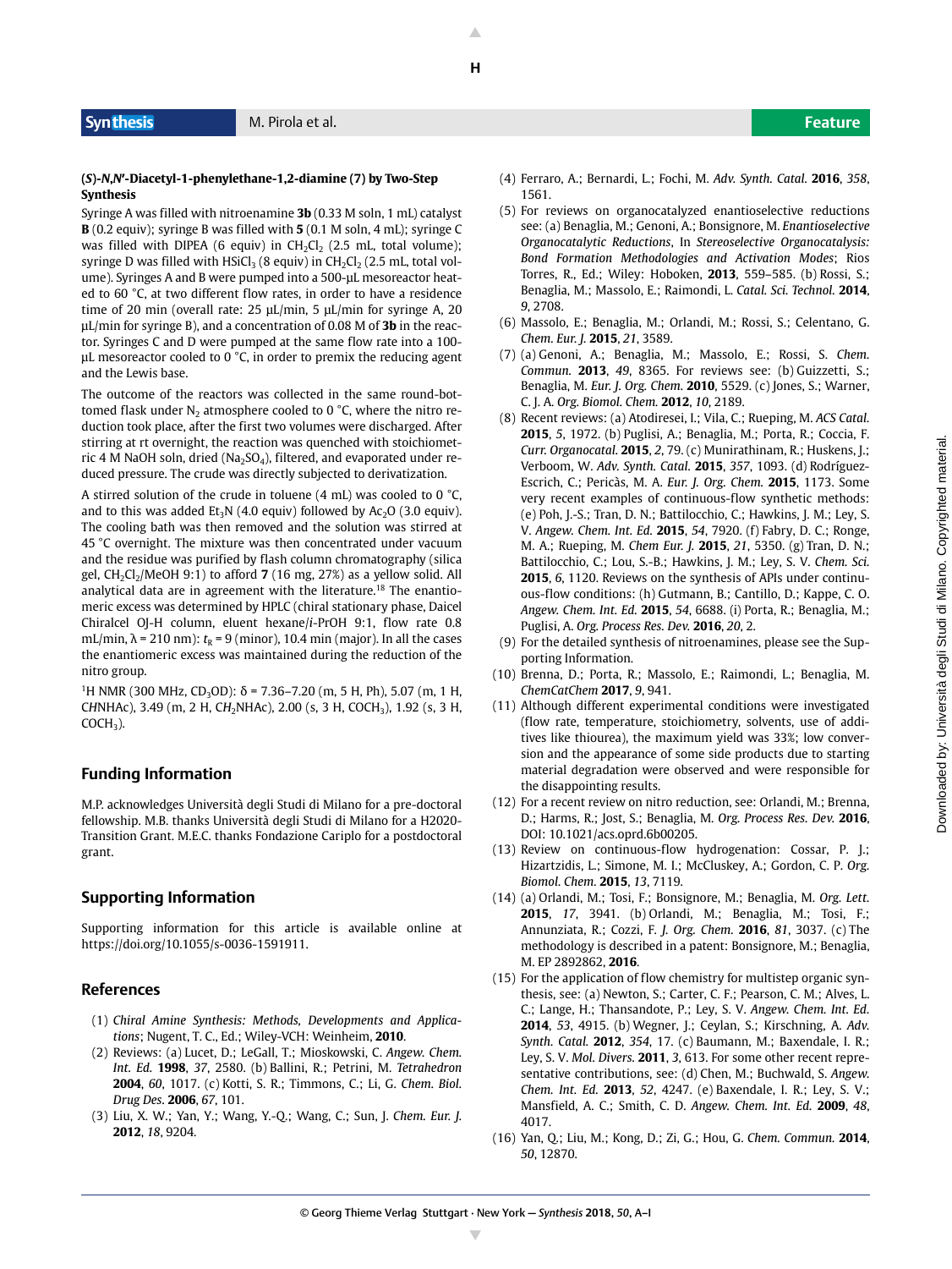**(*S*)-*N,N'*-Diacetyl-1-phenylethane-1,2-diamine (7) by Two-Step Synthesis**

Syringe A was filled with nitroenamine **3b** (0.33 M soln, 1 mL) catalyst **B** (0.2 equiv); syringe B was filled with **5** (0.1 M soln, 4 mL); syringe C was filled with DIPEA (6 equiv) in $CH_2Cl_2$ (2.5 mL, total volume); syringe D was filled with $HSiCl_3$ (8 equiv) in $CH_2Cl_2$ (2.5 mL, total volume). Syringes A and B were pumped into a 500-μL mesoreactor heated to 60 °C, at two different flow rates, in order to have a residence time of 20 min (overall rate: 25 μL/min, 5 μL/min for syringe A, 20 μL/min for syringe B), and a concentration of 0.08 M of **3b** in the reactor. Syringes C and D were pumped at the same flow rate into a 100-μL mesoreactor cooled to 0 °C, in order to premix the reducing agent and the Lewis base.

The outcome of the reactors was collected in the same round-bottomed flask under $N_2$ atmosphere cooled to 0 °C, where the nitro reduction took place, after the first two volumes were discharged. After stirring at rt overnight, the reaction was quenched with stoichiometric 4 M NaOH soln, dried ($Na_2SO_4$), filtered, and evaporated under reduced pressure. The crude was directly subjected to derivatization.

A stirred solution of the crude in toluene (4 mL) was cooled to 0 °C, and to this was added $Et_3N$ (4.0 equiv) followed by $Ac_2O$ (3.0 equiv). The cooling bath was then removed and the solution was stirred at 45 °C overnight. The mixture was then concentrated under vacuum and the residue was purified by flash column chromatography (silica gel, $CH_2Cl_2$/MeOH 9:1) to afford **7** (16 mg, 27%) as a yellow solid. All analytical data are in agreement with the literature.[18] The enantiomeric excess was determined by HPLC (chiral stationary phase, Daicel Chiralcel OJ-H column, eluent hexane/*i*-PrOH 9:1, flow rate 0.8 mL/min, λ = 210 nm): $t_R$ = 9 (minor), 10.4 min (major). In all the cases the enantiomeric excess was maintained during the reduction of the nitro group.

$^1$H NMR (300 MHz, $CD_3OD$): δ = 7.36–7.20 (m, 5 H, Ph), 5.07 (m, 1 H, C*H*NHAc), 3.49 (m, 2 H, C*H*$_2$NHAc), 2.00 (s, 3 H, $COCH_3$), 1.92 (s, 3 H, $COCH_3$).

## Funding Information

M.P. acknowledges Università degli Studi di Milano for a pre-doctoral fellowship. M.B. thanks Università degli Studi di Milano for a H2020-Transition Grant. M.E.C. thanks Fondazione Cariplo for a postdoctoral grant.

## Supporting Information

Supporting information for this article is available online at https://doi.org/10.1055/s-0036-1591911.

## References

(1) *Chiral Amine Synthesis: Methods, Developments and Applications*; Nugent, T. C., Ed.; Wiley-VCH: Weinheim, **2010**.

(2) Reviews: (a) Lucet, D.; LeGall, T.; Mioskowski, C. *Angew. Chem. Int. Ed.* **1998**, *37*, 2580. (b) Ballini, R.; Petrini, M. *Tetrahedron* **2004**, *60*, 1017. (c) Kotti, S. R.; Timmons, C.; Li, G. *Chem. Biol. Drug Des.* **2006**, *67*, 101.

(3) Liu, X. W.; Yan, Y.; Wang, Y.-Q.; Wang, C.; Sun, J. *Chem. Eur. J.* **2012**, *18*, 9204.

(4) Ferraro, A.; Bernardi, L.; Fochi, M. *Adv. Synth. Catal.* **2016**, *358*, 1561.

(5) For reviews on organocatalyzed enantioselective reductions see: (a) Benaglia, M.; Genoni, A.; Bonsignore, M. *Enantioselective Organocatalytic Reductions*, In *Stereoselective Organocatalysis: Bond Formation Methodologies and Activation Modes*; Rios Torres, R., Ed.; Wiley: Hoboken, **2013**, 559–585. (b) Rossi, S.; Benaglia, M.; Massolo, E.; Raimondi, L. *Catal. Sci. Technol.* **2014**, *9*, 2708.

(6) Massolo, E.; Benaglia, M.; Orlandi, M.; Rossi, S.; Celentano, G. *Chem. Eur. J.* **2015**, *21*, 3589.

(7) (a) Genoni, A.; Benaglia, M.; Massolo, E.; Rossi, S. *Chem. Commun.* **2013**, *49*, 8365. For reviews see: (b) Guizzetti, S.; Benaglia, M. *Eur. J. Org. Chem.* **2010**, 5529. (c) Jones, S.; Warner, C. J. A. *Org. Biomol. Chem.* **2012**, *10*, 2189.

(8) Recent reviews: (a) Atodiresei, I.; Vila, C.; Rueping, M. *ACS Catal.* **2015**, *5*, 1972. (b) Puglisi, A.; Benaglia, M.; Porta, R.; Coccia, F. *Curr. Organocatal.* **2015**, *2*, 79. (c) Munirathinam, R.; Huskens, J.; Verboom, W. *Adv. Synth. Catal.* **2015**, *357*, 1093. (d) Rodríguez-Escrich, C.; Pericàs, M. A. *Eur. J. Org. Chem.* **2015**, 1173. Some very recent examples of continuous-flow synthetic methods: (e) Poh, J.-S.; Tran, D. N.; Battilocchio, C.; Hawkins, J. M.; Ley, S. V. *Angew. Chem. Int. Ed.* **2015**, *54*, 7920. (f) Fabry, D. C.; Ronge, M. A.; Rueping, M. *Chem Eur. J.* **2015**, *21*, 5350. (g) Tran, D. N.; Battilocchio, C.; Lou, S.-B.; Hawkins, J. M.; Ley, S. V. *Chem. Sci.* **2015**, *6*, 1120. Reviews on the synthesis of APIs under continuous-flow conditions: (h) Gutmann, B.; Cantillo, D.; Kappe, C. O. *Angew. Chem. Int. Ed.* **2015**, *54*, 6688. (i) Porta, R.; Benaglia, M.; Puglisi, A. *Org. Process Res. Dev.* **2016**, *20*, 2.

(9) For the detailed synthesis of nitroenamines, please see the Supporting Information.

(10) Brenna, D.; Porta, R.; Massolo, E.; Raimondi, L.; Benaglia, M. *ChemCatChem* **2017**, *9*, 941.

(11) Although different experimental conditions were investigated (flow rate, temperature, stoichiometry, solvents, use of additives like thiourea), the maximum yield was 33%; low conversion and the appearance of some side products due to starting material degradation were observed and were responsible for the disappointing results.

(12) For a recent review on nitro reduction, see: Orlandi, M.; Brenna, D.; Harms, R.; Jost, S.; Benaglia, M. *Org. Process Res. Dev.* **2016**, DOI: 10.1021/acs.oprd.6b00205.

(13) Review on continuous-flow hydrogenation: Cossar, P. J.; Hizartzidis, L.; Simone, M. I.; McCluskey, A.; Gordon, C. P. *Org. Biomol. Chem.* **2015**, *13*, 7119.

(14) (a) Orlandi, M.; Tosi, F.; Bonsignore, M.; Benaglia, M. *Org. Lett.* **2015**, *17*, 3941. (b) Orlandi, M.; Benaglia, M.; Tosi, F.; Annunziata, R.; Cozzi, F. *J. Org. Chem.* **2016**, *81*, 3037. (c) The methodology is described in a patent: Bonsignore, M.; Benaglia, M. EP 2892862, **2016**.

(15) For the application of flow chemistry for multistep organic synthesis, see: (a) Newton, S.; Carter, C. F.; Pearson, C. M.; Alves, L. C.; Lange, H.; Thansandote, P.; Ley, S. V. *Angew. Chem. Int. Ed.* **2014**, *53*, 4915. (b) Wegner, J.; Ceylan, S.; Kirschning, A. *Adv. Synth. Catal.* **2012**, *354*, 17. (c) Baumann, M.; Baxendale, I. R.; Ley, S. V. *Mol. Divers.* **2011**, *3*, 613. For some other recent representative contributions, see: (d) Chen, M.; Buchwald, S. *Angew. Chem. Int. Ed.* **2013**, *52*, 4247. (e) Baxendale, I. R.; Ley, S. V.; Mansfield, A. C.; Smith, C. D. *Angew. Chem. Int. Ed.* **2009**, *48*, 4017.

(16) Yan, Q.; Liu, M.; Kong, D.; Zi, G.; Hou, G. *Chem. Commun.* **2014**, *50*, 12870.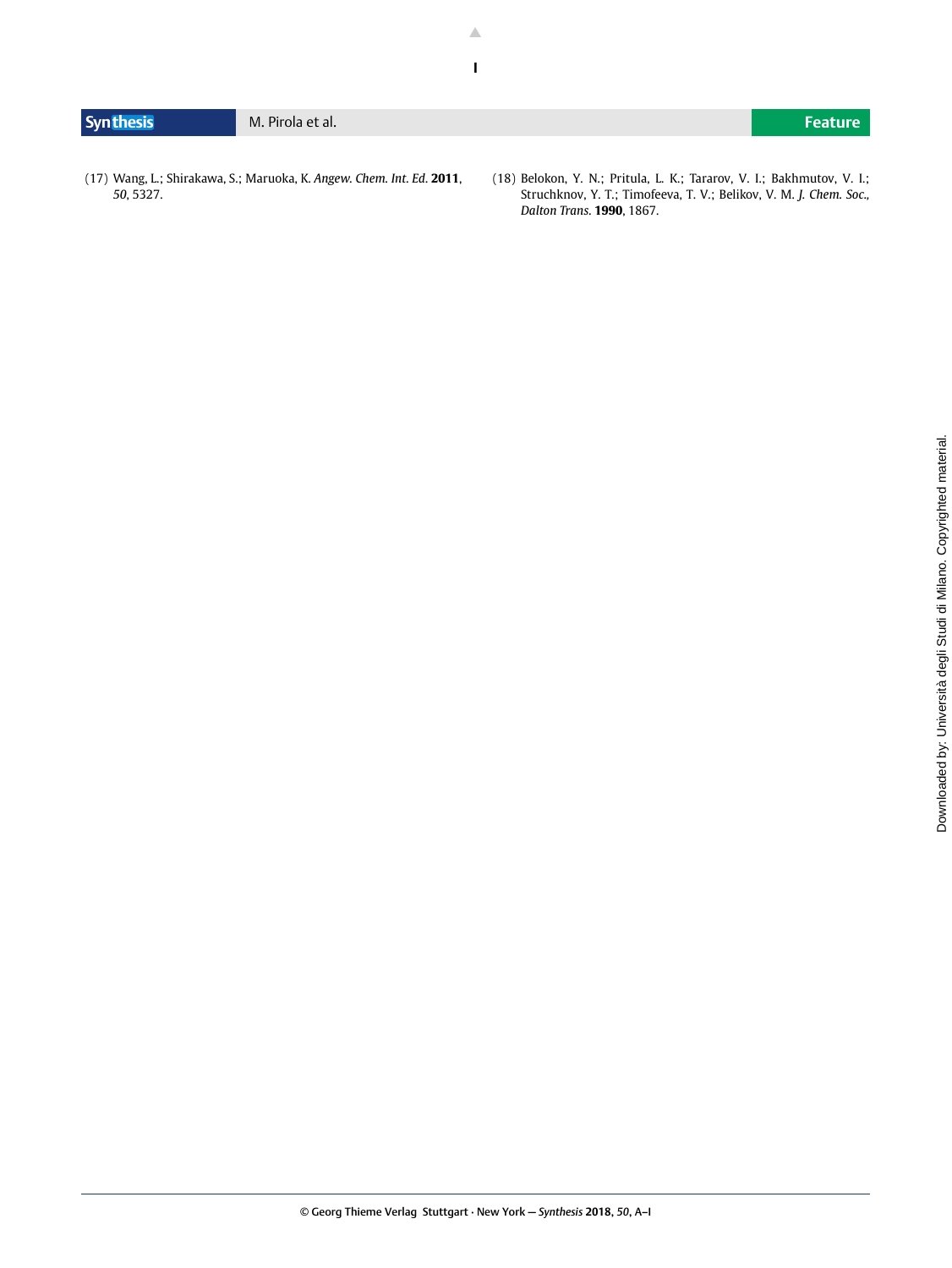(17) Wang, L.; Shirakawa, S.; Maruoka, K. *Angew. Chem. Int. Ed.* **2011**, *50*, 5327.

(18) Belokon, Y. N.; Pritula, L. K.; Tararov, V. I.; Bakhmutov, V. I.; Struchknov, Y. T.; Timofeeva, T. V.; Belikov, V. M. *J. Chem. Soc., Dalton Trans.* **1990**, 1867.